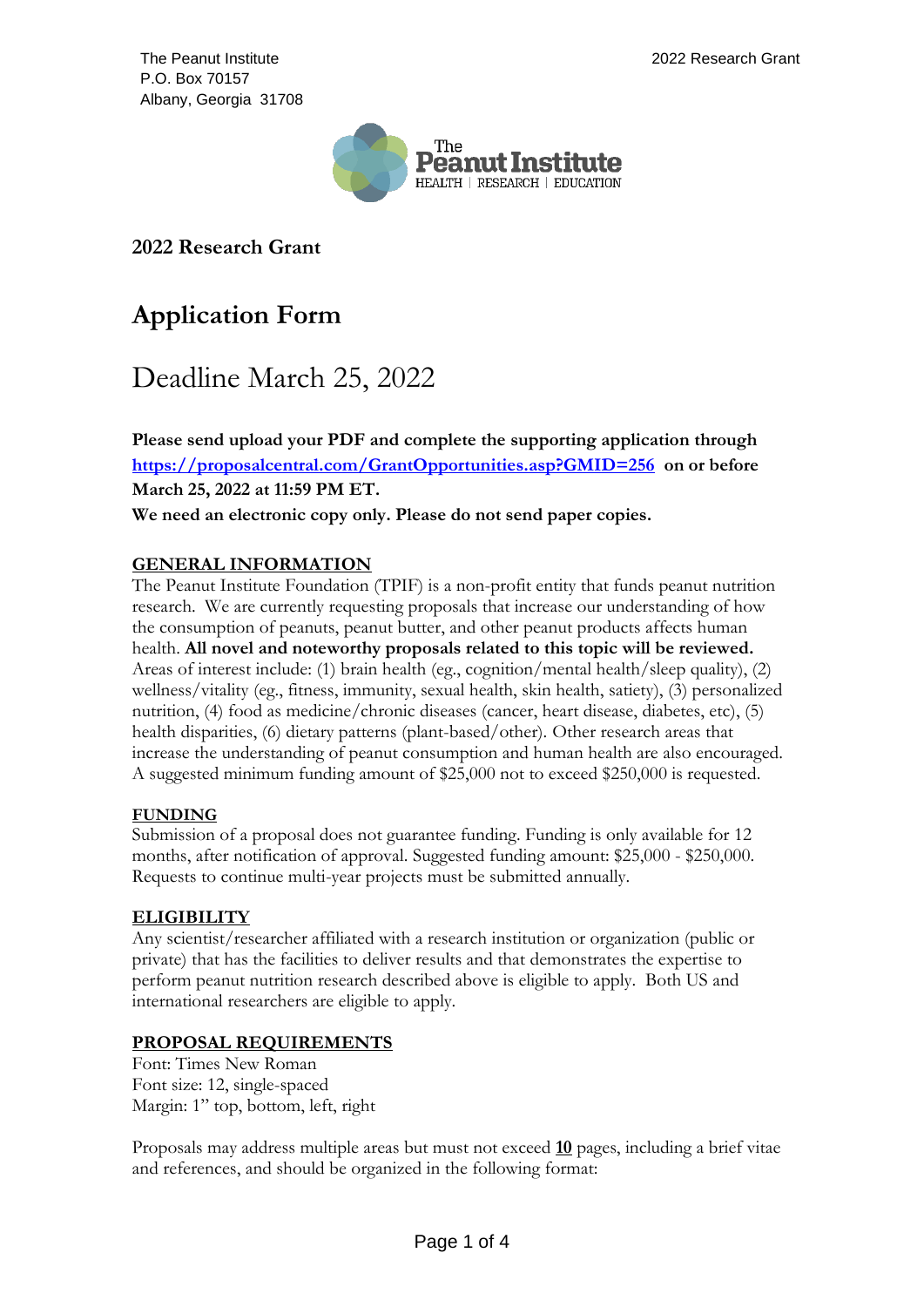The Peanut Institute
P.O. Box 70157
Albany, Georgia 31708

## 2022 Research Grant

# Application Form

# Deadline March 25, 2022

**Please send upload your PDF and complete the supporting application through [https://proposalcentral.com/GrantOpportunities.asp?GMID=256](https://proposalcentral.com/GrantOpportunities.asp?GMID=256) on or before March 25, 2022 at 11:59 PM ET.**

**We need an electronic copy only. Please do not send paper copies.**

### GENERAL INFORMATION

The Peanut Institute Foundation (TPIF) is a non-profit entity that funds peanut nutrition research. We are currently requesting proposals that increase our understanding of how the consumption of peanuts, peanut butter, and other peanut products affects human health. **All novel and noteworthy proposals related to this topic will be reviewed.** Areas of interest include: (1) brain health (eg., cognition/mental health/sleep quality), (2) wellness/vitality (eg., fitness, immunity, sexual health, skin health, satiety), (3) personalized nutrition, (4) food as medicine/chronic diseases (cancer, heart disease, diabetes, etc), (5) health disparities, (6) dietary patterns (plant-based/other). Other research areas that increase the understanding of peanut consumption and human health are also encouraged. A suggested minimum funding amount of $25,000 not to exceed $250,000 is requested.

### FUNDING

Submission of a proposal does not guarantee funding. Funding is only available for 12 months, after notification of approval. Suggested funding amount: $25,000 - $250,000. Requests to continue multi-year projects must be submitted annually.

### ELIGIBILITY

Any scientist/researcher affiliated with a research institution or organization (public or private) that has the facilities to deliver results and that demonstrates the expertise to perform peanut nutrition research described above is eligible to apply. Both US and international researchers are eligible to apply.

### PROPOSAL REQUIREMENTS

Font: Times New Roman
Font size: 12, single-spaced
Margin: 1" top, bottom, left, right

Proposals may address multiple areas but must not exceed **10** pages, including a brief vitae and references, and should be organized in the following format: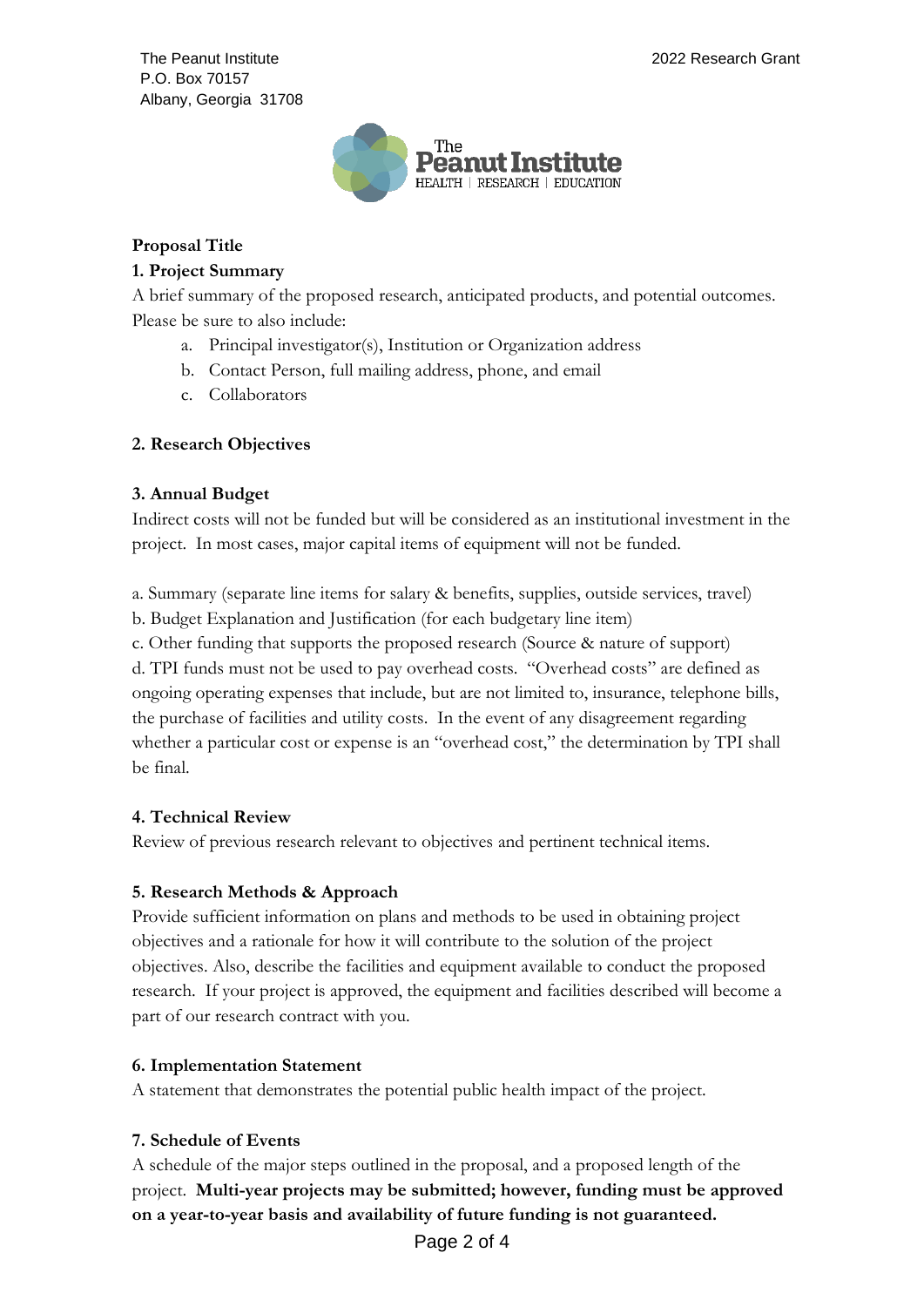The Peanut Institute
P.O. Box 70157
Albany, Georgia 31708

2022 Research Grant

**Proposal Title**

**1. Project Summary**

A brief summary of the proposed research, anticipated products, and potential outcomes. Please be sure to also include:

a. Principal investigator(s), Institution or Organization address
b. Contact Person, full mailing address, phone, and email
c. Collaborators

**2. Research Objectives**

**3. Annual Budget**

Indirect costs will not be funded but will be considered as an institutional investment in the project. In most cases, major capital items of equipment will not be funded.

a. Summary (separate line items for salary & benefits, supplies, outside services, travel)
b. Budget Explanation and Justification (for each budgetary line item)
c. Other funding that supports the proposed research (Source & nature of support)
d. TPI funds must not be used to pay overhead costs. "Overhead costs" are defined as ongoing operating expenses that include, but are not limited to, insurance, telephone bills, the purchase of facilities and utility costs. In the event of any disagreement regarding whether a particular cost or expense is an "overhead cost," the determination by TPI shall be final.

**4. Technical Review**

Review of previous research relevant to objectives and pertinent technical items.

**5. Research Methods & Approach**

Provide sufficient information on plans and methods to be used in obtaining project objectives and a rationale for how it will contribute to the solution of the project objectives. Also, describe the facilities and equipment available to conduct the proposed research. If your project is approved, the equipment and facilities described will become a part of our research contract with you.

**6. Implementation Statement**

A statement that demonstrates the potential public health impact of the project.

**7. Schedule of Events**

A schedule of the major steps outlined in the proposal, and a proposed length of the project. **Multi-year projects may be submitted; however, funding must be approved on a year-to-year basis and availability of future funding is not guaranteed.**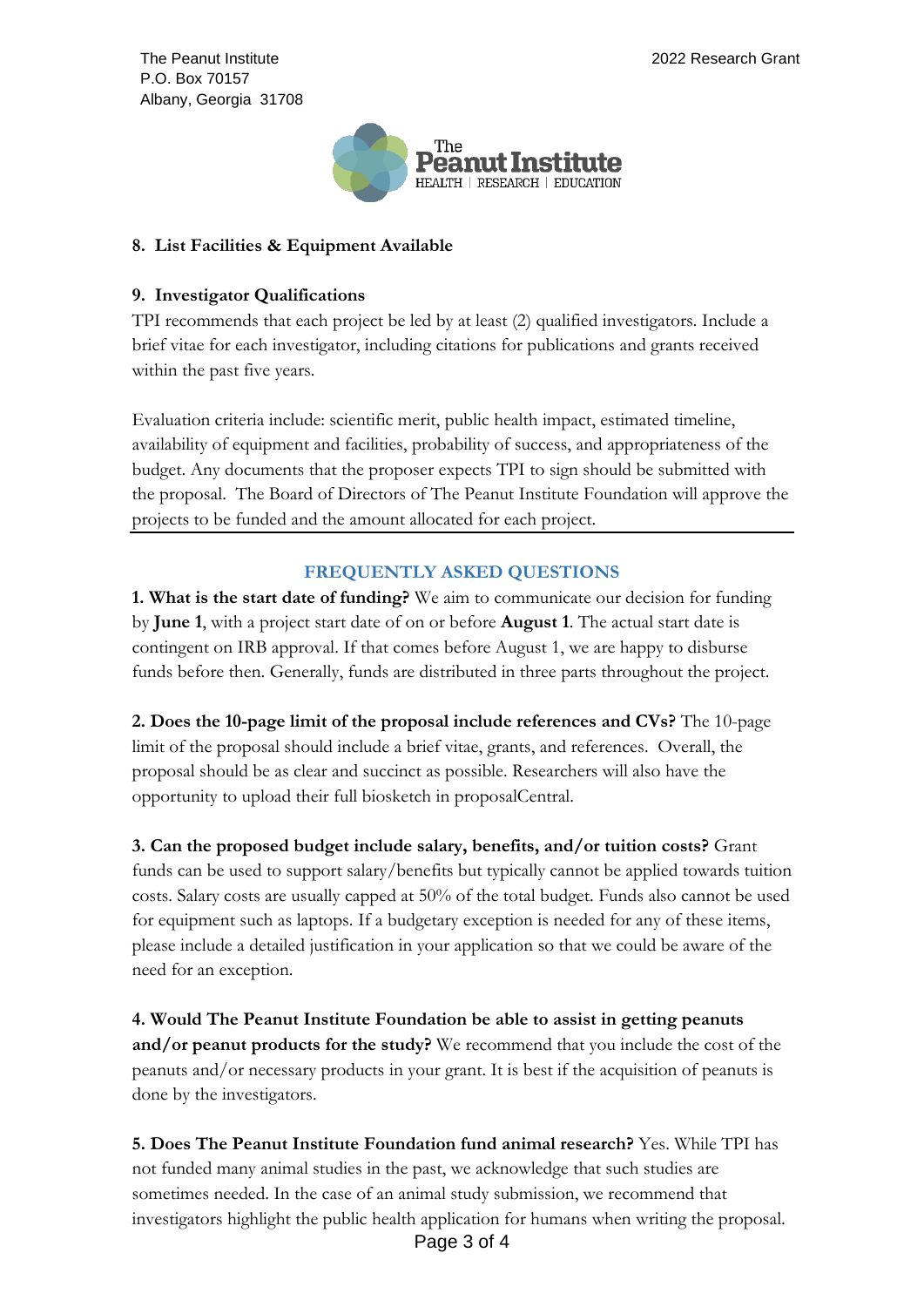**8. List Facilities & Equipment Available**

**9. Investigator Qualifications**

TPI recommends that each project be led by at least (2) qualified investigators. Include a brief vitae for each investigator, including citations for publications and grants received within the past five years.

Evaluation criteria include: scientific merit, public health impact, estimated timeline, availability of equipment and facilities, probability of success, and appropriateness of the budget. Any documents that the proposer expects TPI to sign should be submitted with the proposal. The Board of Directors of The Peanut Institute Foundation will approve the projects to be funded and the amount allocated for each project.

---

## FREQUENTLY ASKED QUESTIONS

**1. What is the start date of funding?** We aim to communicate our decision for funding by **June 1**, with a project start date of on or before **August 1**. The actual start date is contingent on IRB approval. If that comes before August 1, we are happy to disburse funds before then. Generally, funds are distributed in three parts throughout the project.

**2. Does the 10-page limit of the proposal include references and CVs?** The 10-page limit of the proposal should include a brief vitae, grants, and references. Overall, the proposal should be as clear and succinct as possible. Researchers will also have the opportunity to upload their full biosketch in proposalCentral.

**3. Can the proposed budget include salary, benefits, and/or tuition costs?** Grant funds can be used to support salary/benefits but typically cannot be applied towards tuition costs. Salary costs are usually capped at 50% of the total budget. Funds also cannot be used for equipment such as laptops. If a budgetary exception is needed for any of these items, please include a detailed justification in your application so that we could be aware of the need for an exception.

**4. Would The Peanut Institute Foundation be able to assist in getting peanuts and/or peanut products for the study?** We recommend that you include the cost of the peanuts and/or necessary products in your grant. It is best if the acquisition of peanuts is done by the investigators.

**5. Does The Peanut Institute Foundation fund animal research?** Yes. While TPI has not funded many animal studies in the past, we acknowledge that such studies are sometimes needed. In the case of an animal study submission, we recommend that investigators highlight the public health application for humans when writing the proposal.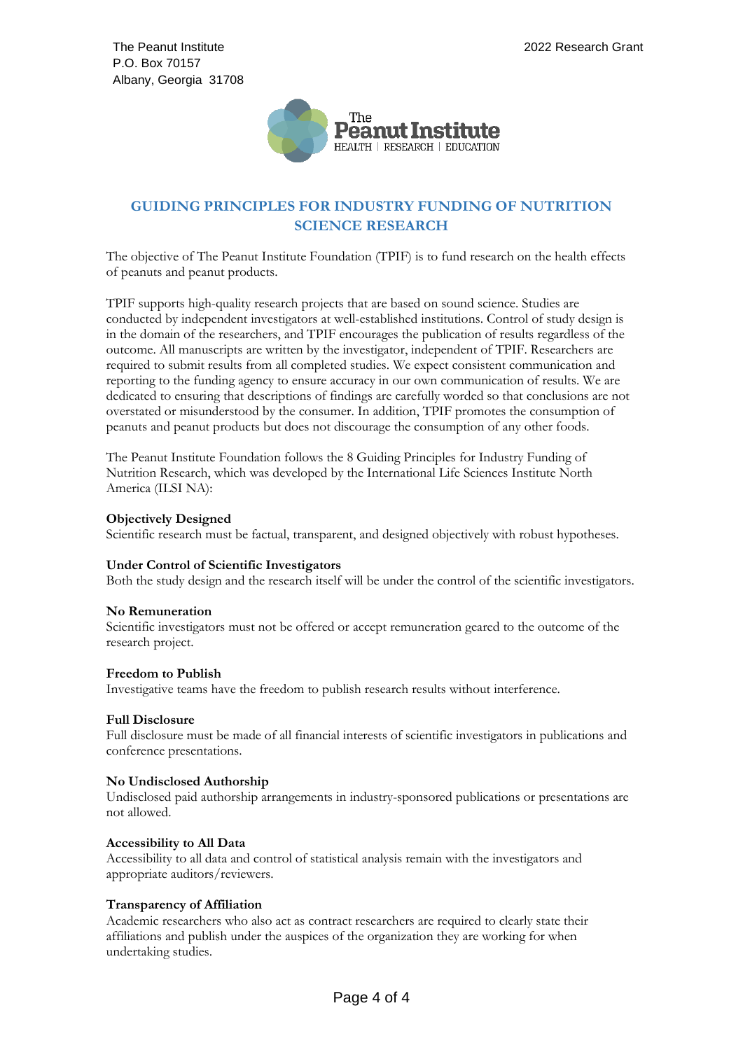The Peanut Institute
P.O. Box 70157
Albany, Georgia 31708

2022 Research Grant

## GUIDING PRINCIPLES FOR INDUSTRY FUNDING OF NUTRITION SCIENCE RESEARCH

The objective of The Peanut Institute Foundation (TPIF) is to fund research on the health effects of peanuts and peanut products.

TPIF supports high-quality research projects that are based on sound science. Studies are conducted by independent investigators at well-established institutions. Control of study design is in the domain of the researchers, and TPIF encourages the publication of results regardless of the outcome. All manuscripts are written by the investigator, independent of TPIF. Researchers are required to submit results from all completed studies. We expect consistent communication and reporting to the funding agency to ensure accuracy in our own communication of results. We are dedicated to ensuring that descriptions of findings are carefully worded so that conclusions are not overstated or misunderstood by the consumer. In addition, TPIF promotes the consumption of peanuts and peanut products but does not discourage the consumption of any other foods.

The Peanut Institute Foundation follows the 8 Guiding Principles for Industry Funding of Nutrition Research, which was developed by the International Life Sciences Institute North America (ILSI NA):

**Objectively Designed**
Scientific research must be factual, transparent, and designed objectively with robust hypotheses.

**Under Control of Scientific Investigators**
Both the study design and the research itself will be under the control of the scientific investigators.

**No Remuneration**
Scientific investigators must not be offered or accept remuneration geared to the outcome of the research project.

**Freedom to Publish**
Investigative teams have the freedom to publish research results without interference.

**Full Disclosure**
Full disclosure must be made of all financial interests of scientific investigators in publications and conference presentations.

**No Undisclosed Authorship**
Undisclosed paid authorship arrangements in industry-sponsored publications or presentations are not allowed.

**Accessibility to All Data**
Accessibility to all data and control of statistical analysis remain with the investigators and appropriate auditors/reviewers.

**Transparency of Affiliation**
Academic researchers who also act as contract researchers are required to clearly state their affiliations and publish under the auspices of the organization they are working for when undertaking studies.